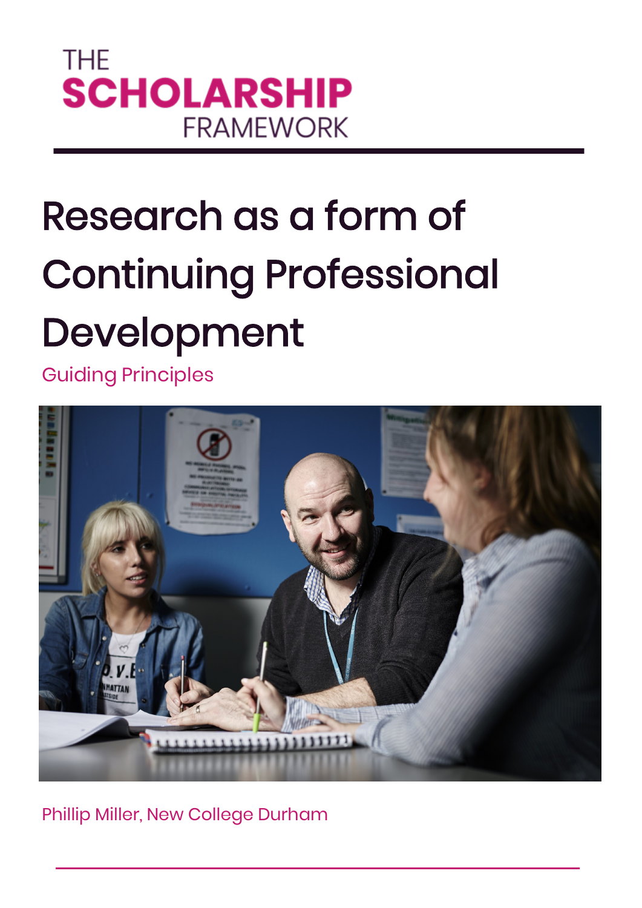THE
**SCHOLARSHIP**
FRAMEWORK

# Research as a form of Continuing Professional Development

## Guiding Principles

Phillip Miller, New College Durham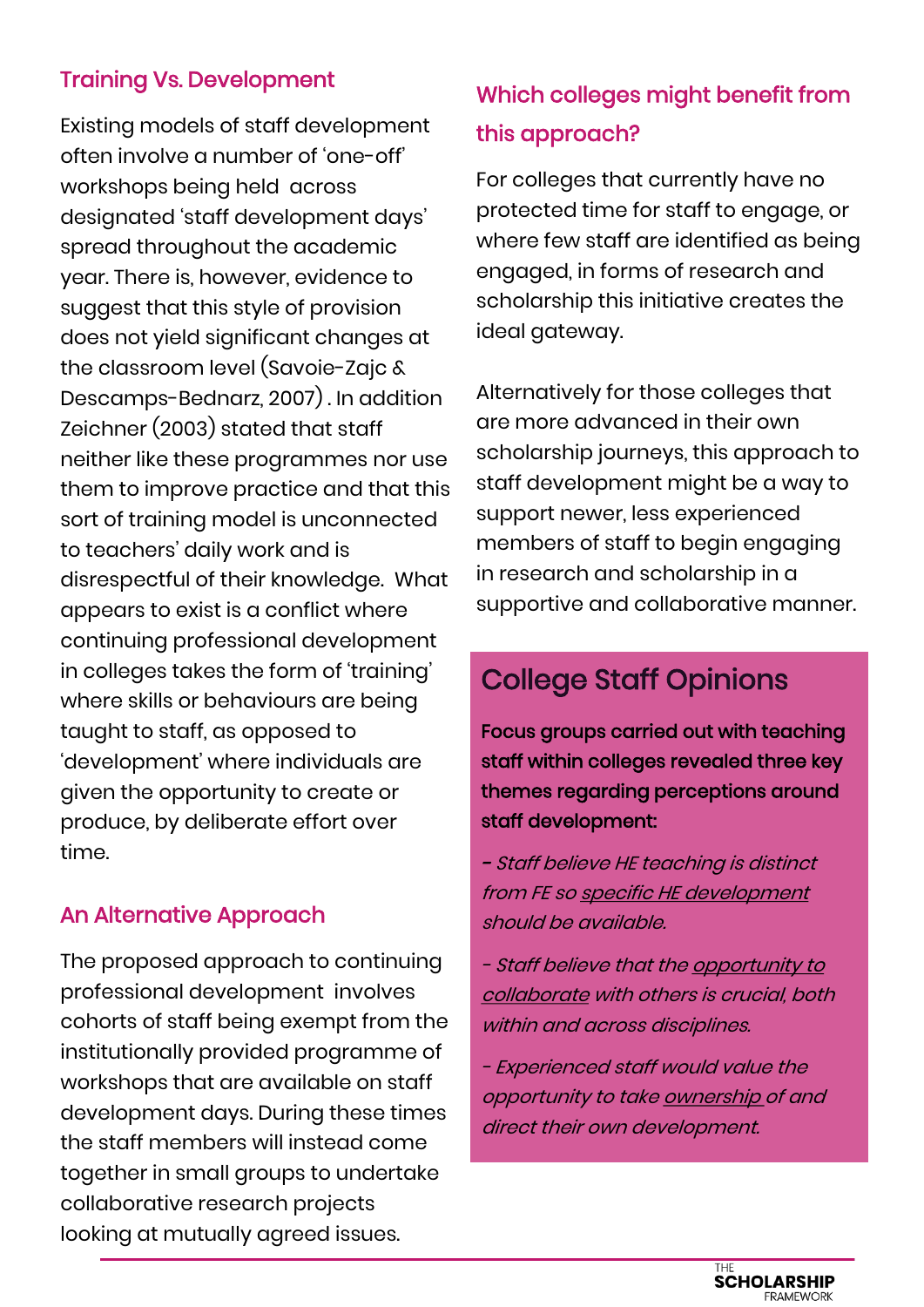## Training Vs. Development

Existing models of staff development often involve a number of 'one-off' workshops being held across designated 'staff development days' spread throughout the academic year. There is, however, evidence to suggest that this style of provision does not yield significant changes at the classroom level (Savoie-Zajc & Descamps-Bednarz, 2007) . In addition Zeichner (2003) stated that staff neither like these programmes nor use them to improve practice and that this sort of training model is unconnected to teachers' daily work and is disrespectful of their knowledge. What appears to exist is a conflict where continuing professional development in colleges takes the form of 'training' where skills or behaviours are being taught to staff, as opposed to 'development' where individuals are given the opportunity to create or produce, by deliberate effort over time.

## An Alternative Approach

The proposed approach to continuing professional development involves cohorts of staff being exempt from the institutionally provided programme of workshops that are available on staff development days. During these times the staff members will instead come together in small groups to undertake collaborative research projects looking at mutually agreed issues.

## Which colleges might benefit from this approach?

For colleges that currently have no protected time for staff to engage, or where few staff are identified as being engaged, in forms of research and scholarship this initiative creates the ideal gateway.

Alternatively for those colleges that are more advanced in their own scholarship journeys, this approach to staff development might be a way to support newer, less experienced members of staff to begin engaging in research and scholarship in a supportive and collaborative manner.

## College Staff Opinions

**Focus groups carried out with teaching staff within colleges revealed three key themes regarding perceptions around staff development:**

- *Staff believe HE teaching is distinct from FE so specific HE development should be available.*
- *Staff believe that the opportunity to collaborate with others is crucial, both within and across disciplines.*
- *Experienced staff would value the opportunity to take ownership of and direct their own development.*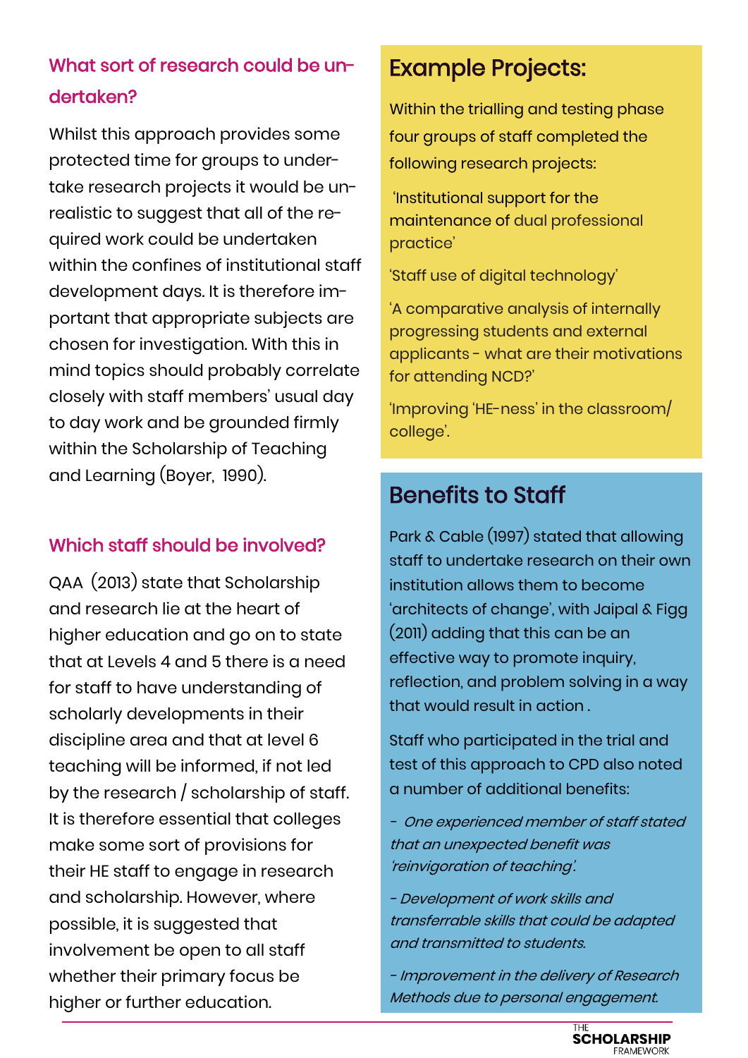## What sort of research could be undertaken?

Whilst this approach provides some protected time for groups to undertake research projects it would be unrealistic to suggest that all of the required work could be undertaken within the confines of institutional staff development days. It is therefore important that appropriate subjects are chosen for investigation. With this in mind topics should probably correlate closely with staff members' usual day to day work and be grounded firmly within the Scholarship of Teaching and Learning (Boyer, 1990).

## Which staff should be involved?

QAA (2013) state that Scholarship and research lie at the heart of higher education and go on to state that at Levels 4 and 5 there is a need for staff to have understanding of scholarly developments in their discipline area and that at level 6 teaching will be informed, if not led by the research / scholarship of staff. It is therefore essential that colleges make some sort of provisions for their HE staff to engage in research and scholarship. However, where possible, it is suggested that involvement be open to all staff whether their primary focus be higher or further education.

## Example Projects:

Within the trialling and testing phase four groups of staff completed the following research projects:

'Institutional support for the maintenance of dual professional practice'

'Staff use of digital technology'

'A comparative analysis of internally progressing students and external applicants - what are their motivations for attending NCD?'

'Improving 'HE-ness' in the classroom/ college'.

## Benefits to Staff

Park & Cable (1997) stated that allowing staff to undertake research on their own institution allows them to become 'architects of change', with Jaipal & Figg (2011) adding that this can be an effective way to promote inquiry, reflection, and problem solving in a way that would result in action .

Staff who participated in the trial and test of this approach to CPD also noted a number of additional benefits:

*- One experienced member of staff stated that an unexpected benefit was 'reinvigoration of teaching'.*

*- Development of work skills and transferrable skills that could be adapted and transmitted to students.*

*- Improvement in the delivery of Research Methods due to personal engagement.*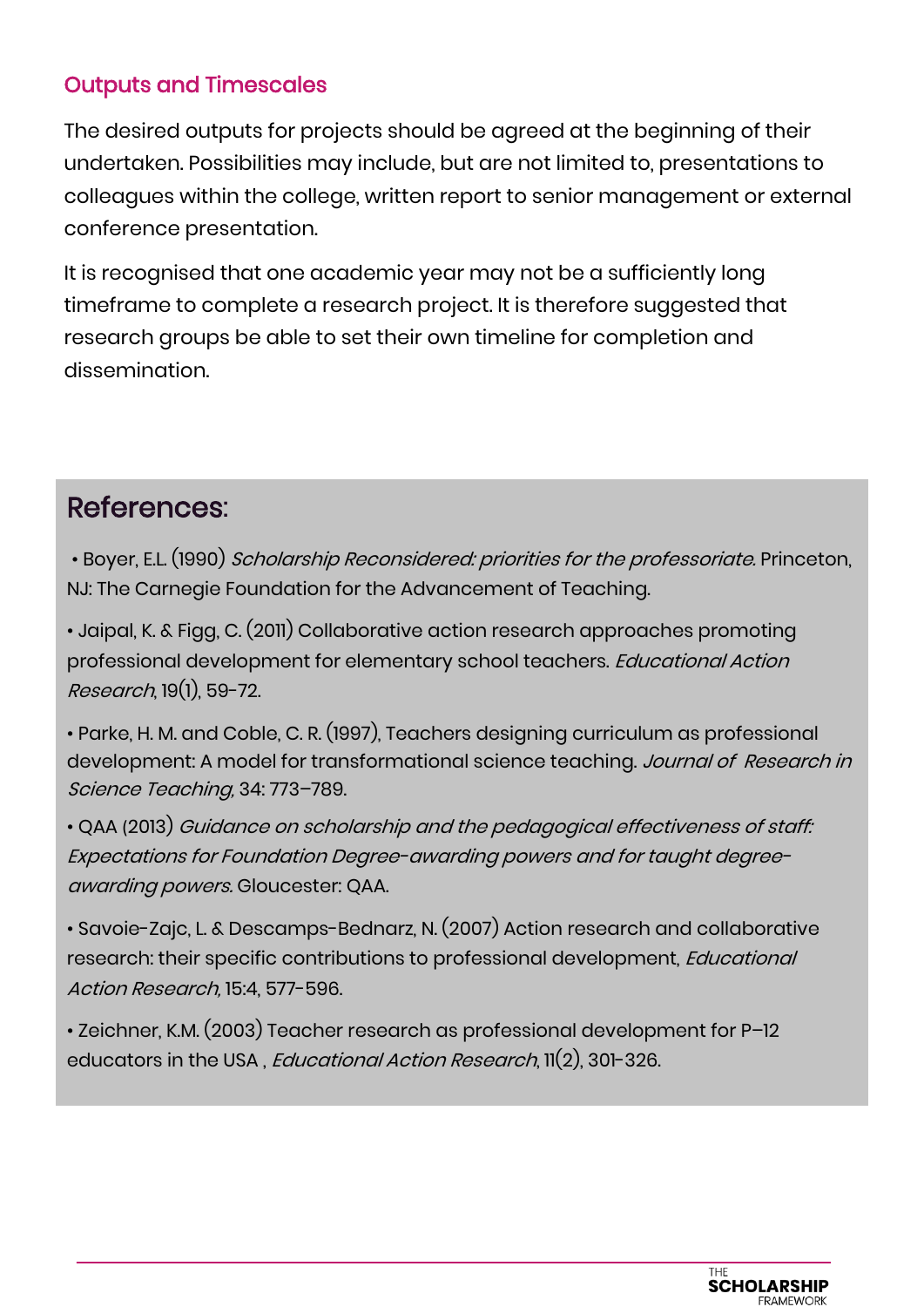## Outputs and Timescales

The desired outputs for projects should be agreed at the beginning of their undertaken. Possibilities may include, but are not limited to, presentations to colleagues within the college, written report to senior management or external conference presentation.

It is recognised that one academic year may not be a sufficiently long timeframe to complete a research project. It is therefore suggested that research groups be able to set their own timeline for completion and dissemination.

## References:

- Boyer, E.L. (1990) *Scholarship Reconsidered: priorities for the professoriate.* Princeton, NJ: The Carnegie Foundation for the Advancement of Teaching.
- Jaipal, K. & Figg, C. (2011) Collaborative action research approaches promoting professional development for elementary school teachers. *Educational Action Research*, 19(1), 59-72.
- Parke, H. M. and Coble, C. R. (1997), Teachers designing curriculum as professional development: A model for transformational science teaching. *Journal of Research in Science Teaching,* 34: 773–789.
- QAA (2013) *Guidance on scholarship and the pedagogical effectiveness of staff: Expectations for Foundation Degree-awarding powers and for taught degree-awarding powers.* Gloucester: QAA.
- Savoie-Zajc, L. & Descamps-Bednarz, N. (2007) Action research and collaborative research: their specific contributions to professional development, *Educational Action Research,* 15:4, 577-596.
- Zeichner, K.M. (2003) Teacher research as professional development for P–12 educators in the USA , *Educational Action Research*, 11(2), 301-326.